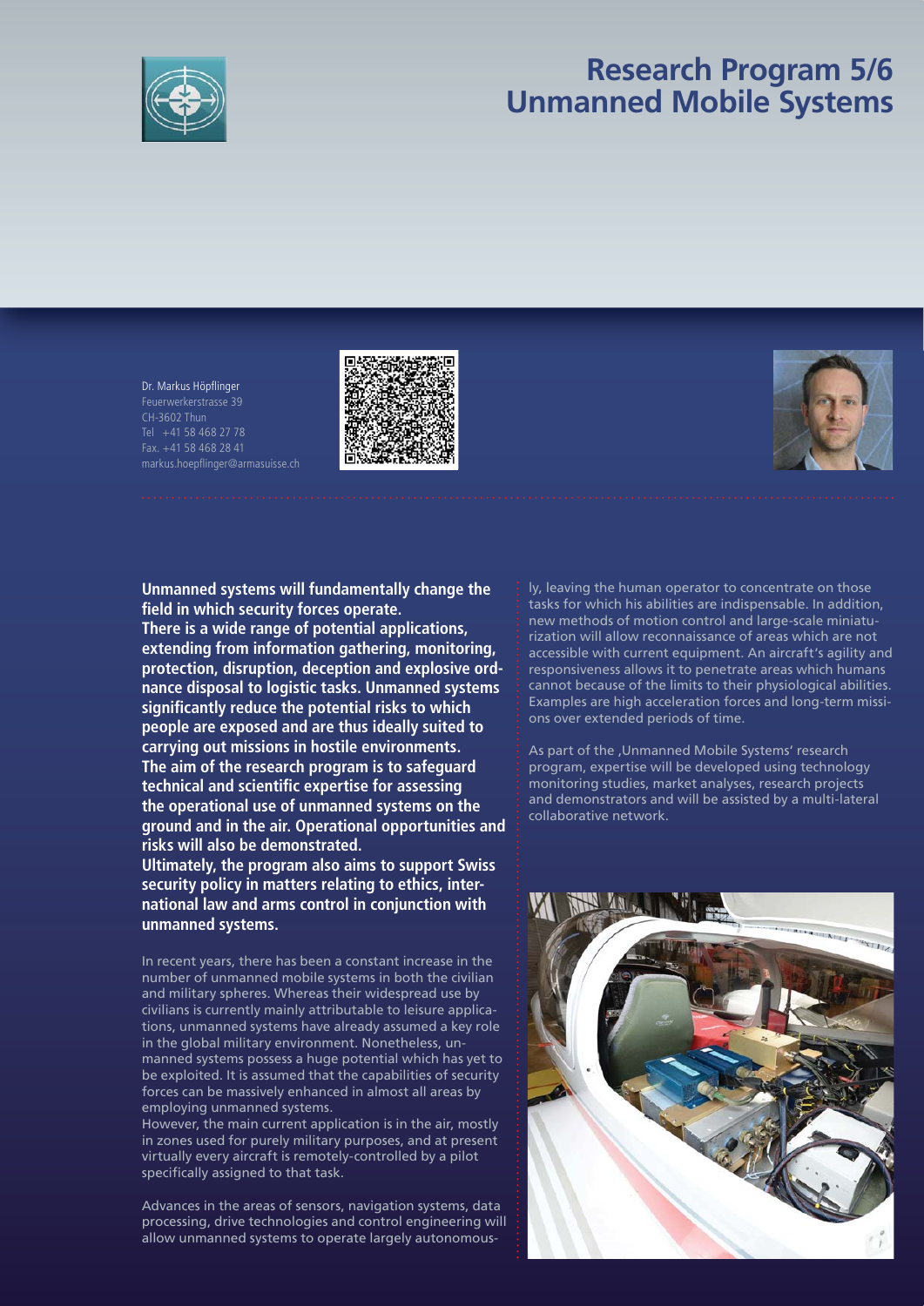# Research Program 5/6
# Unmanned Mobile Systems

Dr. Markus Höpflinger
Feuerwerkerstrasse 39
CH-3602 Thun
Tel +41 58 468 27 78
Fax. +41 58 468 28 41
markus.hoepflinger@armasuisse.ch

**Unmanned systems will fundamentally change the field in which security forces operate.**
**There is a wide range of potential applications, extending from information gathering, monitoring, protection, disruption, deception and explosive ordnance disposal to logistic tasks. Unmanned systems significantly reduce the potential risks to which people are exposed and are thus ideally suited to carrying out missions in hostile environments.**
**The aim of the research program is to safeguard technical and scientific expertise for assessing the operational use of unmanned systems on the ground and in the air. Operational opportunities and risks will also be demonstrated.**
**Ultimately, the program also aims to support Swiss security policy in matters relating to ethics, international law and arms control in conjunction with unmanned systems.**

In recent years, there has been a constant increase in the number of unmanned mobile systems in both the civilian and military spheres. Whereas their widespread use by civilians is currently mainly attributable to leisure applications, unmanned systems have already assumed a key role in the global military environment. Nonetheless, unmanned systems possess a huge potential which has yet to be exploited. It is assumed that the capabilities of security forces can be massively enhanced in almost all areas by employing unmanned systems.
However, the main current application is in the air, mostly in zones used for purely military purposes, and at present virtually every aircraft is remotely-controlled by a pilot specifically assigned to that task.

Advances in the areas of sensors, navigation systems, data processing, drive technologies and control engineering will allow unmanned systems to operate largely autonomously, leaving the human operator to concentrate on those tasks for which his abilities are indispensable. In addition, new methods of motion control and large-scale miniaturization will allow reconnaissance of areas which are not accessible with current equipment. An aircraft's agility and responsiveness allows it to penetrate areas which humans cannot because of the limits to their physiological abilities. Examples are high acceleration forces and long-term missions over extended periods of time.

As part of the ‚Unmanned Mobile Systems' research program, expertise will be developed using technology monitoring studies, market analyses, research projects and demonstrators and will be assisted by a multi-lateral collaborative network.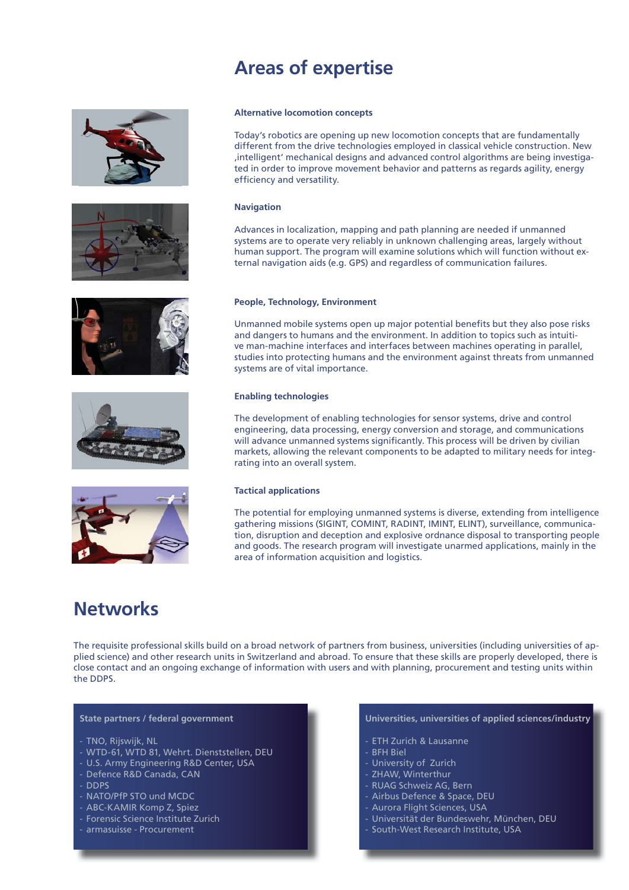# Areas of expertise

### Alternative locomotion concepts

Today's robotics are opening up new locomotion concepts that are fundamentally different from the drive technologies employed in classical vehicle construction. New ‚intelligent' mechanical designs and advanced control algorithms are being investigated in order to improve movement behavior and patterns as regards agility, energy efficiency and versatility.

### Navigation

Advances in localization, mapping and path planning are needed if unmanned systems are to operate very reliably in unknown challenging areas, largely without human support. The program will examine solutions which will function without external navigation aids (e.g. GPS) and regardless of communication failures.

### People, Technology, Environment

Unmanned mobile systems open up major potential benefits but they also pose risks and dangers to humans and the environment. In addition to topics such as intuitive man-machine interfaces and interfaces between machines operating in parallel, studies into protecting humans and the environment against threats from unmanned systems are of vital importance.

### Enabling technologies

The development of enabling technologies for sensor systems, drive and control engineering, data processing, energy conversion and storage, and communications will advance unmanned systems significantly. This process will be driven by civilian markets, allowing the relevant components to be adapted to military needs for integrating into an overall system.

### Tactical applications

The potential for employing unmanned systems is diverse, extending from intelligence gathering missions (SIGINT, COMINT, RADINT, IMINT, ELINT), surveillance, communication, disruption and deception and explosive ordnance disposal to transporting people and goods. The research program will investigate unarmed applications, mainly in the area of information acquisition and logistics.

# Networks

The requisite professional skills build on a broad network of partners from business, universities (including universities of applied science) and other research units in Switzerland and abroad. To ensure that these skills are properly developed, there is close contact and an ongoing exchange of information with users and with planning, procurement and testing units within the DDPS.

### State partners / federal government

- TNO, Rijswijk, NL
- WTD-61, WTD 81, Wehrt. Dienststellen, DEU
- U.S. Army Engineering R&D Center, USA
- Defence R&D Canada, CAN
- DDPS
- NATO/PfP STO und MCDC
- ABC-KAMIR Komp Z, Spiez
- Forensic Science Institute Zurich
- armasuisse - Procurement

### Universities, universities of applied sciences/industry

- ETH Zurich & Lausanne
- BFH Biel
- University of Zurich
- ZHAW, Winterthur
- RUAG Schweiz AG, Bern
- Airbus Defence & Space, DEU
- Aurora Flight Sciences, USA
- Universität der Bundeswehr, München, DEU
- South-West Research Institute, USA